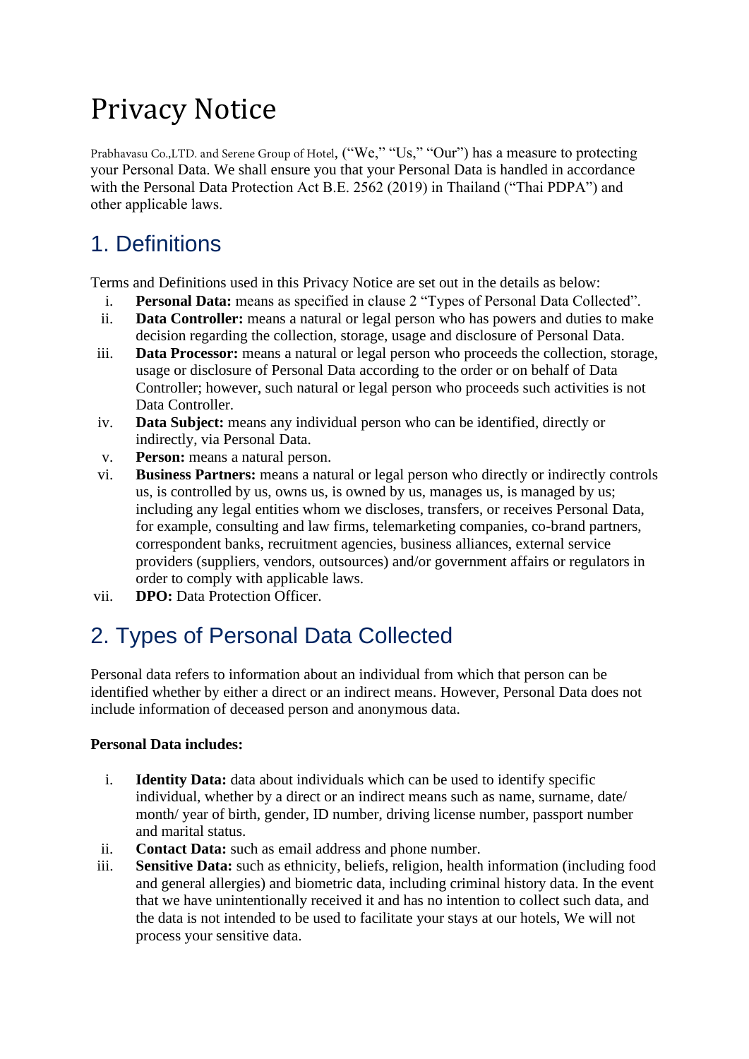# Privacy Notice

Prabhavasu Co.,LTD. and Serene Group of Hotel, ("We," "Us," "Our") has a measure to protecting your Personal Data. We shall ensure you that your Personal Data is handled in accordance with the Personal Data Protection Act B.E. 2562 (2019) in Thailand ("Thai PDPA") and other applicable laws.

## 1. Definitions

Terms and Definitions used in this Privacy Notice are set out in the details as below:

i. **Personal Data:** means as specified in clause 2 "Types of Personal Data Collected".
ii. **Data Controller:** means a natural or legal person who has powers and duties to make decision regarding the collection, storage, usage and disclosure of Personal Data.
iii. **Data Processor:** means a natural or legal person who proceeds the collection, storage, usage or disclosure of Personal Data according to the order or on behalf of Data Controller; however, such natural or legal person who proceeds such activities is not Data Controller.
iv. **Data Subject:** means any individual person who can be identified, directly or indirectly, via Personal Data.
v. **Person:** means a natural person.
vi. **Business Partners:** means a natural or legal person who directly or indirectly controls us, is controlled by us, owns us, is owned by us, manages us, is managed by us; including any legal entities whom we discloses, transfers, or receives Personal Data, for example, consulting and law firms, telemarketing companies, co-brand partners, correspondent banks, recruitment agencies, business alliances, external service providers (suppliers, vendors, outsources) and/or government affairs or regulators in order to comply with applicable laws.
vii. **DPO:** Data Protection Officer.

## 2. Types of Personal Data Collected

Personal data refers to information about an individual from which that person can be identified whether by either a direct or an indirect means. However, Personal Data does not include information of deceased person and anonymous data.

**Personal Data includes:**

i. **Identity Data:** data about individuals which can be used to identify specific individual, whether by a direct or an indirect means such as name, surname, date/ month/ year of birth, gender, ID number, driving license number, passport number and marital status.
ii. **Contact Data:** such as email address and phone number.
iii. **Sensitive Data:** such as ethnicity, beliefs, religion, health information (including food and general allergies) and biometric data, including criminal history data. In the event that we have unintentionally received it and has no intention to collect such data, and the data is not intended to be used to facilitate your stays at our hotels, We will not process your sensitive data.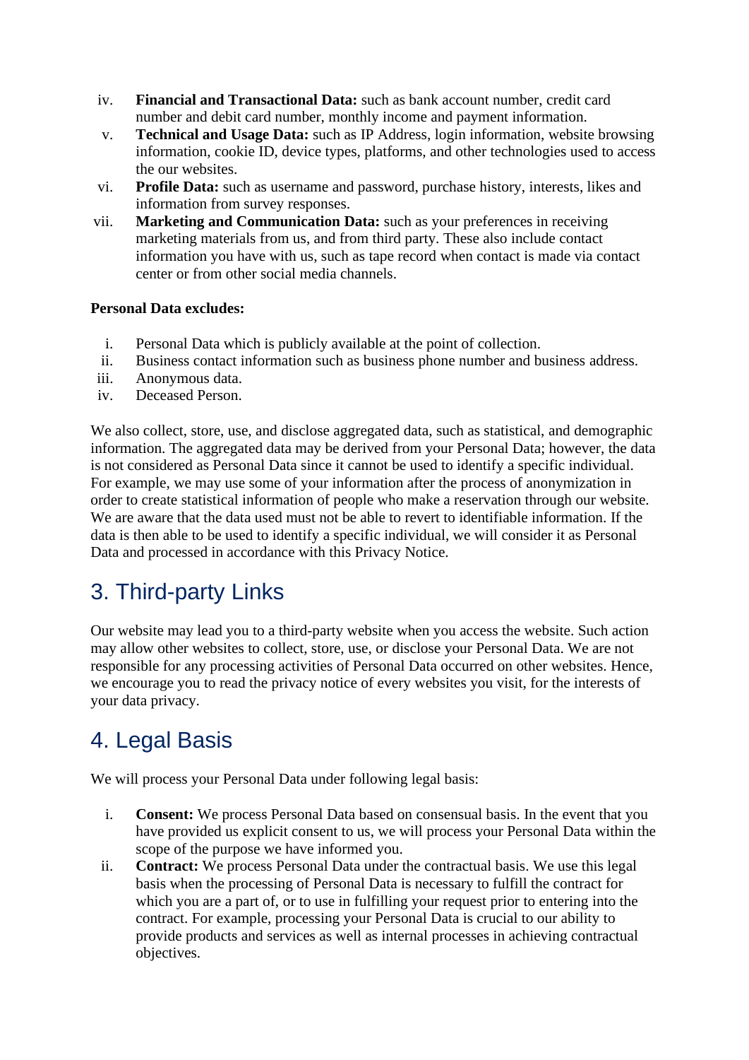iv. **Financial and Transactional Data:** such as bank account number, credit card number and debit card number, monthly income and payment information.

v. **Technical and Usage Data:** such as IP Address, login information, website browsing information, cookie ID, device types, platforms, and other technologies used to access the our websites.

vi. **Profile Data:** such as username and password, purchase history, interests, likes and information from survey responses.

vii. **Marketing and Communication Data:** such as your preferences in receiving marketing materials from us, and from third party. These also include contact information you have with us, such as tape record when contact is made via contact center or from other social media channels.

**Personal Data excludes:**

i. Personal Data which is publicly available at the point of collection.

ii. Business contact information such as business phone number and business address.

iii. Anonymous data.

iv. Deceased Person.

We also collect, store, use, and disclose aggregated data, such as statistical, and demographic information. The aggregated data may be derived from your Personal Data; however, the data is not considered as Personal Data since it cannot be used to identify a specific individual. For example, we may use some of your information after the process of anonymization in order to create statistical information of people who make a reservation through our website. We are aware that the data used must not be able to revert to identifiable information. If the data is then able to be used to identify a specific individual, we will consider it as Personal Data and processed in accordance with this Privacy Notice.

## 3. Third-party Links

Our website may lead you to a third-party website when you access the website. Such action may allow other websites to collect, store, use, or disclose your Personal Data. We are not responsible for any processing activities of Personal Data occurred on other websites. Hence, we encourage you to read the privacy notice of every websites you visit, for the interests of your data privacy.

## 4. Legal Basis

We will process your Personal Data under following legal basis:

i. **Consent:** We process Personal Data based on consensual basis. In the event that you have provided us explicit consent to us, we will process your Personal Data within the scope of the purpose we have informed you.

ii. **Contract:** We process Personal Data under the contractual basis. We use this legal basis when the processing of Personal Data is necessary to fulfill the contract for which you are a part of, or to use in fulfilling your request prior to entering into the contract. For example, processing your Personal Data is crucial to our ability to provide products and services as well as internal processes in achieving contractual objectives.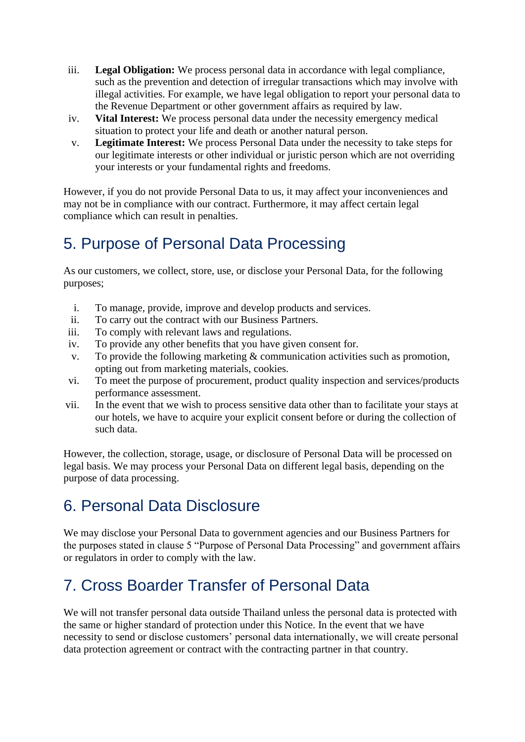iii. **Legal Obligation:** We process personal data in accordance with legal compliance, such as the prevention and detection of irregular transactions which may involve with illegal activities. For example, we have legal obligation to report your personal data to the Revenue Department or other government affairs as required by law.

iv. **Vital Interest:** We process personal data under the necessity emergency medical situation to protect your life and death or another natural person.

v. **Legitimate Interest:** We process Personal Data under the necessity to take steps for our legitimate interests or other individual or juristic person which are not overriding your interests or your fundamental rights and freedoms.

However, if you do not provide Personal Data to us, it may affect your inconveniences and may not be in compliance with our contract. Furthermore, it may affect certain legal compliance which can result in penalties.

## 5. Purpose of Personal Data Processing

As our customers, we collect, store, use, or disclose your Personal Data, for the following purposes;

i. To manage, provide, improve and develop products and services.
ii. To carry out the contract with our Business Partners.
iii. To comply with relevant laws and regulations.
iv. To provide any other benefits that you have given consent for.
v. To provide the following marketing & communication activities such as promotion, opting out from marketing materials, cookies.
vi. To meet the purpose of procurement, product quality inspection and services/products performance assessment.
vii. In the event that we wish to process sensitive data other than to facilitate your stays at our hotels, we have to acquire your explicit consent before or during the collection of such data.

However, the collection, storage, usage, or disclosure of Personal Data will be processed on legal basis. We may process your Personal Data on different legal basis, depending on the purpose of data processing.

## 6. Personal Data Disclosure

We may disclose your Personal Data to government agencies and our Business Partners for the purposes stated in clause 5 "Purpose of Personal Data Processing" and government affairs or regulators in order to comply with the law.

## 7. Cross Boarder Transfer of Personal Data

We will not transfer personal data outside Thailand unless the personal data is protected with the same or higher standard of protection under this Notice. In the event that we have necessity to send or disclose customers' personal data internationally, we will create personal data protection agreement or contract with the contracting partner in that country.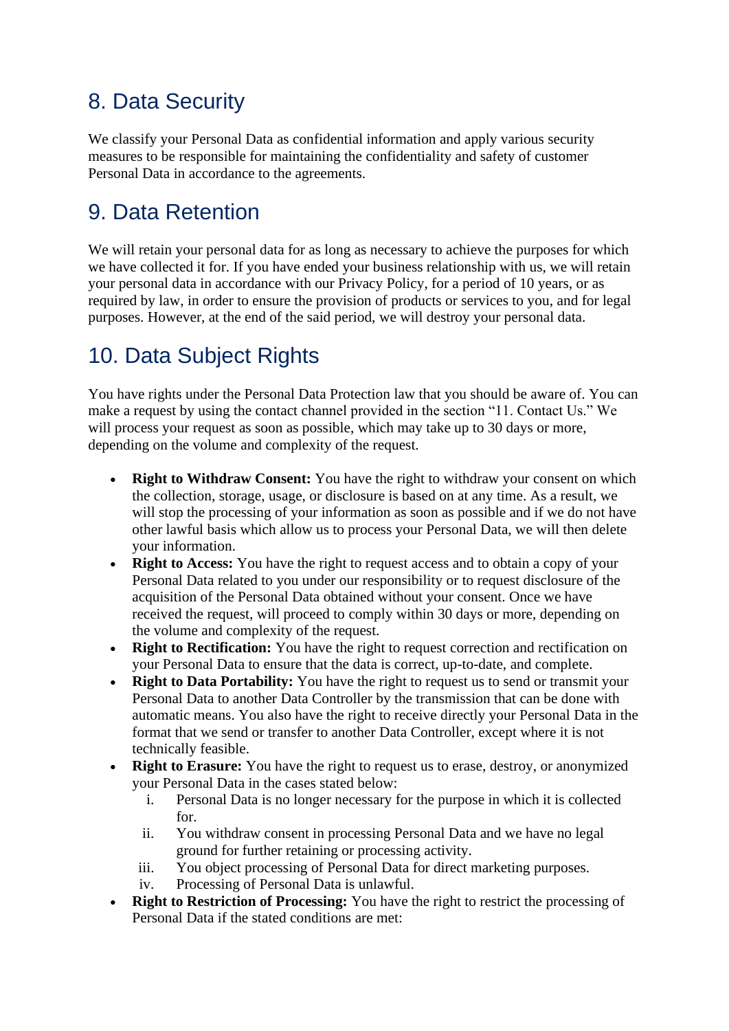## 8. Data Security

We classify your Personal Data as confidential information and apply various security measures to be responsible for maintaining the confidentiality and safety of customer Personal Data in accordance to the agreements.

## 9. Data Retention

We will retain your personal data for as long as necessary to achieve the purposes for which we have collected it for. If you have ended your business relationship with us, we will retain your personal data in accordance with our Privacy Policy, for a period of 10 years, or as required by law, in order to ensure the provision of products or services to you, and for legal purposes. However, at the end of the said period, we will destroy your personal data.

## 10. Data Subject Rights

You have rights under the Personal Data Protection law that you should be aware of. You can make a request by using the contact channel provided in the section "11. Contact Us." We will process your request as soon as possible, which may take up to 30 days or more, depending on the volume and complexity of the request.

- **Right to Withdraw Consent:** You have the right to withdraw your consent on which the collection, storage, usage, or disclosure is based on at any time. As a result, we will stop the processing of your information as soon as possible and if we do not have other lawful basis which allow us to process your Personal Data, we will then delete your information.
- **Right to Access:** You have the right to request access and to obtain a copy of your Personal Data related to you under our responsibility or to request disclosure of the acquisition of the Personal Data obtained without your consent. Once we have received the request, will proceed to comply within 30 days or more, depending on the volume and complexity of the request.
- **Right to Rectification:** You have the right to request correction and rectification on your Personal Data to ensure that the data is correct, up-to-date, and complete.
- **Right to Data Portability:** You have the right to request us to send or transmit your Personal Data to another Data Controller by the transmission that can be done with automatic means. You also have the right to receive directly your Personal Data in the format that we send or transfer to another Data Controller, except where it is not technically feasible.
- **Right to Erasure:** You have the right to request us to erase, destroy, or anonymized your Personal Data in the cases stated below:
    1. Personal Data is no longer necessary for the purpose in which it is collected for.
    2. You withdraw consent in processing Personal Data and we have no legal ground for further retaining or processing activity.
    3. You object processing of Personal Data for direct marketing purposes.
    4. Processing of Personal Data is unlawful.
- **Right to Restriction of Processing:** You have the right to restrict the processing of Personal Data if the stated conditions are met: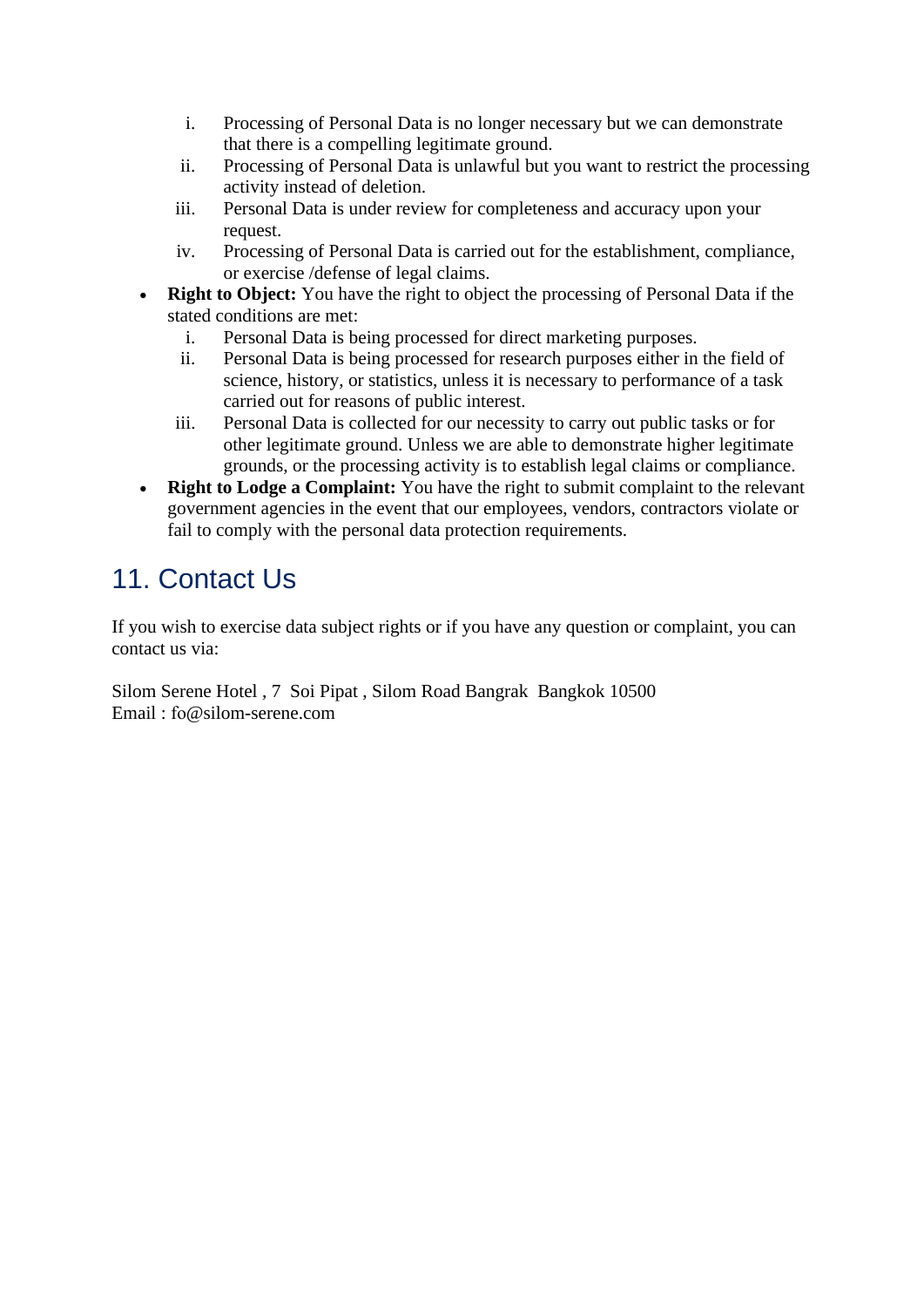i. Processing of Personal Data is no longer necessary but we can demonstrate that there is a compelling legitimate ground.
    ii. Processing of Personal Data is unlawful but you want to restrict the processing activity instead of deletion.
    iii. Personal Data is under review for completeness and accuracy upon your request.
    iv. Processing of Personal Data is carried out for the establishment, compliance, or exercise /defense of legal claims.
- **Right to Object:** You have the right to object the processing of Personal Data if the stated conditions are met:
    i. Personal Data is being processed for direct marketing purposes.
    ii. Personal Data is being processed for research purposes either in the field of science, history, or statistics, unless it is necessary to performance of a task carried out for reasons of public interest.
    iii. Personal Data is collected for our necessity to carry out public tasks or for other legitimate ground. Unless we are able to demonstrate higher legitimate grounds, or the processing activity is to establish legal claims or compliance.
- **Right to Lodge a Complaint:** You have the right to submit complaint to the relevant government agencies in the event that our employees, vendors, contractors violate or fail to comply with the personal data protection requirements.

## 11. Contact Us

If you wish to exercise data subject rights or if you have any question or complaint, you can contact us via:

Silom Serene Hotel , 7 Soi Pipat , Silom Road Bangrak Bangkok 10500
Email : fo@silom-serene.com